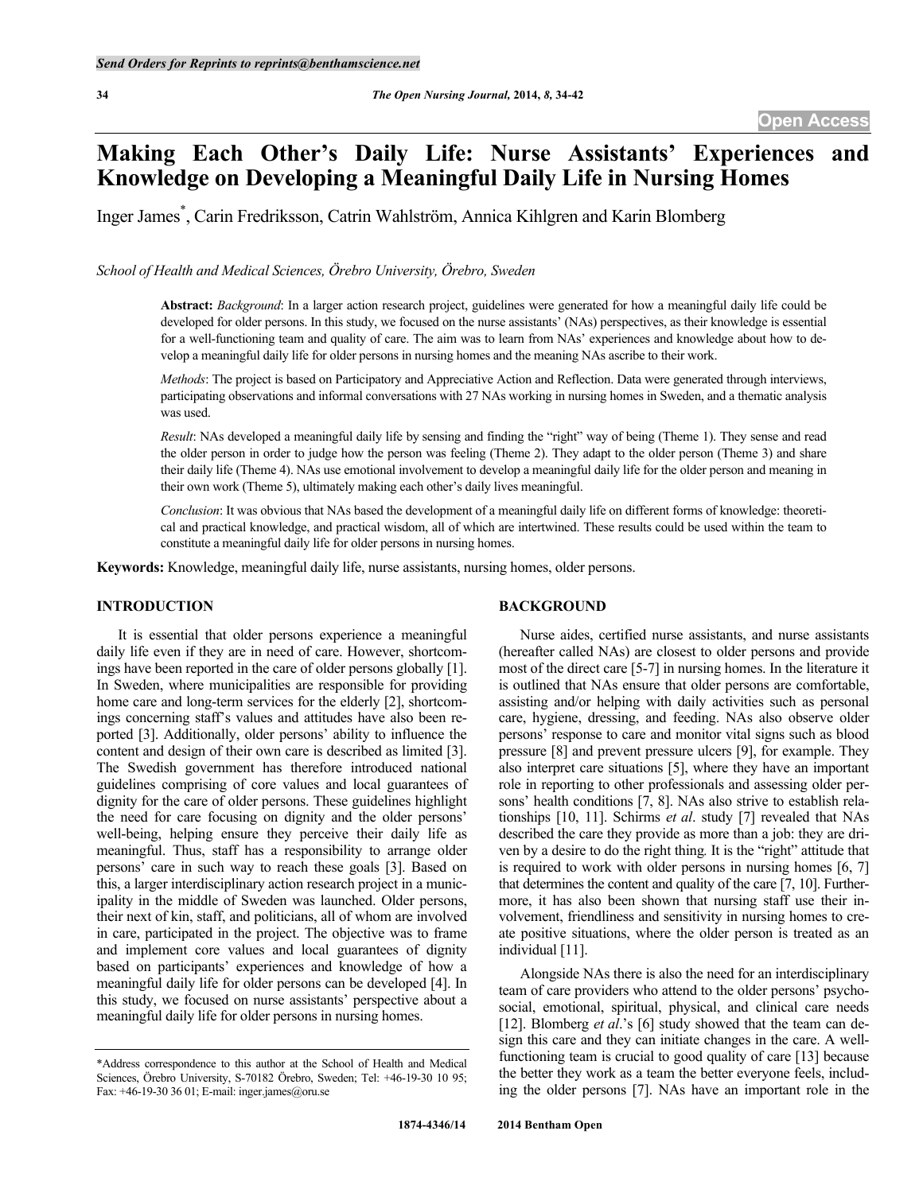# Making Each Other's Daily Life: Nurse Assistants' Experiences and Knowledge on Developing a Meaningful Daily Life in Nursing Homes

Inger James*, Carin Fredriksson, Catrin Wahlström, Annica Kihlgren and Karin Blomberg

*School of Health and Medical Sciences, Örebro University, Örebro, Sweden*

**Abstract:** *Background*: In a larger action research project, guidelines were generated for how a meaningful daily life could be developed for older persons. In this study, we focused on the nurse assistants' (NAs) perspectives, as their knowledge is essential for a well-functioning team and quality of care. The aim was to learn from NAs' experiences and knowledge about how to develop a meaningful daily life for older persons in nursing homes and the meaning NAs ascribe to their work.

*Methods*: The project is based on Participatory and Appreciative Action and Reflection. Data were generated through interviews, participating observations and informal conversations with 27 NAs working in nursing homes in Sweden, and a thematic analysis was used.

*Result*: NAs developed a meaningful daily life by sensing and finding the "right" way of being (Theme 1). They sense and read the older person in order to judge how the person was feeling (Theme 2). They adapt to the older person (Theme 3) and share their daily life (Theme 4). NAs use emotional involvement to develop a meaningful daily life for the older person and meaning in their own work (Theme 5), ultimately making each other's daily lives meaningful.

*Conclusion*: It was obvious that NAs based the development of a meaningful daily life on different forms of knowledge: theoretical and practical knowledge, and practical wisdom, all of which are intertwined. These results could be used within the team to constitute a meaningful daily life for older persons in nursing homes.

**Keywords:** Knowledge, meaningful daily life, nurse assistants, nursing homes, older persons.

## INTRODUCTION

It is essential that older persons experience a meaningful daily life even if they are in need of care. However, shortcomings have been reported in the care of older persons globally [1]. In Sweden, where municipalities are responsible for providing home care and long-term services for the elderly [2], shortcomings concerning staff's values and attitudes have also been reported [3]. Additionally, older persons' ability to influence the content and design of their own care is described as limited [3]. The Swedish government has therefore introduced national guidelines comprising of core values and local guarantees of dignity for the care of older persons. These guidelines highlight the need for care focusing on dignity and the older persons' well-being, helping ensure they perceive their daily life as meaningful. Thus, staff has a responsibility to arrange older persons' care in such way to reach these goals [3]. Based on this, a larger interdisciplinary action research project in a municipality in the middle of Sweden was launched. Older persons, their next of kin, staff, and politicians, all of whom are involved in care, participated in the project. The objective was to frame and implement core values and local guarantees of dignity based on participants' experiences and knowledge of how a meaningful daily life for older persons can be developed [4]. In this study, we focused on nurse assistants' perspective about a meaningful daily life for older persons in nursing homes.

## BACKGROUND

Nurse aides, certified nurse assistants, and nurse assistants (hereafter called NAs) are closest to older persons and provide most of the direct care [5-7] in nursing homes. In the literature it is outlined that NAs ensure that older persons are comfortable, assisting and/or helping with daily activities such as personal care, hygiene, dressing, and feeding. NAs also observe older persons' response to care and monitor vital signs such as blood pressure [8] and prevent pressure ulcers [9], for example. They also interpret care situations [5], where they have an important role in reporting to other professionals and assessing older persons' health conditions [7, 8]. NAs also strive to establish relationships [10, 11]. Schirms *et al*. study [7] revealed that NAs described the care they provide as more than a job: they are driven by a desire to do the right thing. It is the "right" attitude that is required to work with older persons in nursing homes [6, 7] that determines the content and quality of the care [7, 10]. Furthermore, it has also been shown that nursing staff use their involvement, friendliness and sensitivity in nursing homes to create positive situations, where the older person is treated as an individual [11].

Alongside NAs there is also the need for an interdisciplinary team of care providers who attend to the older persons' psychosocial, emotional, spiritual, physical, and clinical care needs [12]. Blomberg *et al*.'s [6] study showed that the team can design this care and they can initiate changes in the care. A well-functioning team is crucial to good quality of care [13] because the better they work as a team the better everyone feels, including the older persons [7]. NAs have an important role in the

*Address correspondence to this author at the School of Health and Medical Sciences, Örebro University, S-70182 Örebro, Sweden; Tel: +46-19-30 10 95; Fax: +46-19-30 36 01; E-mail: inger.james@oru.se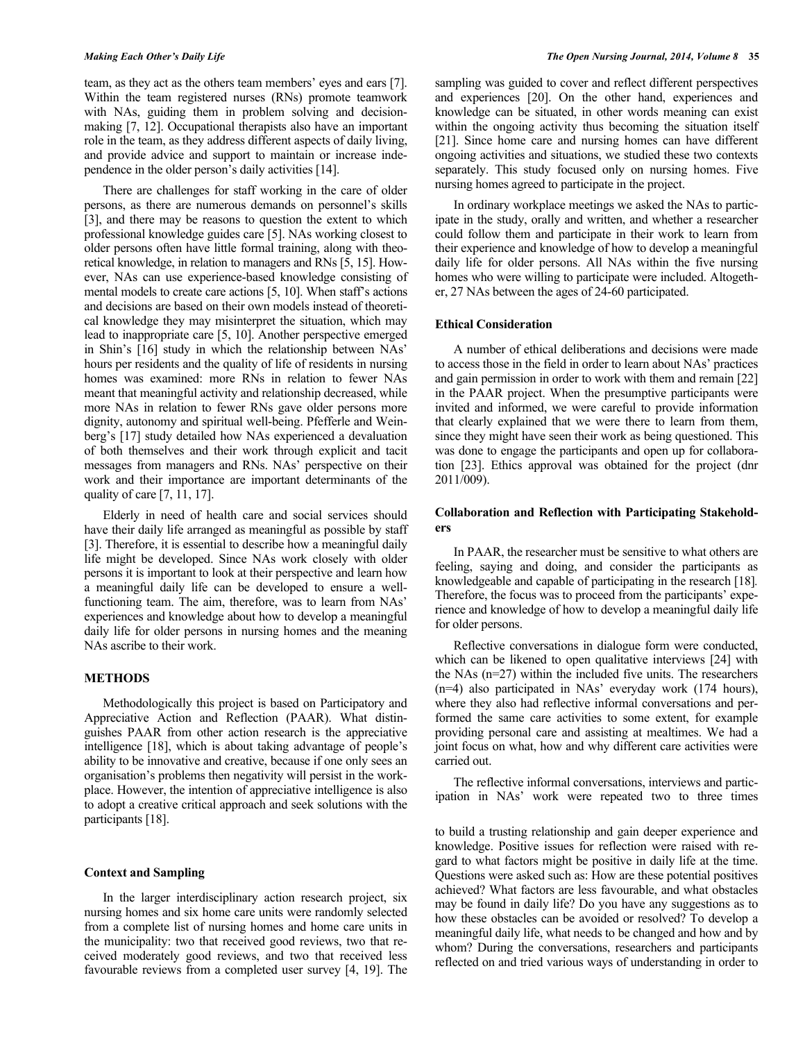team, as they act as the others team members' eyes and ears [7]. Within the team registered nurses (RNs) promote teamwork with NAs, guiding them in problem solving and decision-making [7, 12]. Occupational therapists also have an important role in the team, as they address different aspects of daily living, and provide advice and support to maintain or increase independence in the older person's daily activities [14].

There are challenges for staff working in the care of older persons, as there are numerous demands on personnel's skills [3], and there may be reasons to question the extent to which professional knowledge guides care [5]. NAs working closest to older persons often have little formal training, along with theoretical knowledge, in relation to managers and RNs [5, 15]. However, NAs can use experience-based knowledge consisting of mental models to create care actions [5, 10]. When staff's actions and decisions are based on their own models instead of theoretical knowledge they may misinterpret the situation, which may lead to inappropriate care [5, 10]. Another perspective emerged in Shin's [16] study in which the relationship between NAs' hours per residents and the quality of life of residents in nursing homes was examined: more RNs in relation to fewer NAs meant that meaningful activity and relationship decreased, while more NAs in relation to fewer RNs gave older persons more dignity, autonomy and spiritual well-being. Pfefferle and Weinberg's [17] study detailed how NAs experienced a devaluation of both themselves and their work through explicit and tacit messages from managers and RNs. NAs' perspective on their work and their importance are important determinants of the quality of care [7, 11, 17].

Elderly in need of health care and social services should have their daily life arranged as meaningful as possible by staff [3]. Therefore, it is essential to describe how a meaningful daily life might be developed. Since NAs work closely with older persons it is important to look at their perspective and learn how a meaningful daily life can be developed to ensure a well-functioning team. The aim, therefore, was to learn from NAs' experiences and knowledge about how to develop a meaningful daily life for older persons in nursing homes and the meaning NAs ascribe to their work.

## METHODS

Methodologically this project is based on Participatory and Appreciative Action and Reflection (PAAR). What distinguishes PAAR from other action research is the appreciative intelligence [18], which is about taking advantage of people's ability to be innovative and creative, because if one only sees an organisation's problems then negativity will persist in the workplace. However, the intention of appreciative intelligence is also to adopt a creative critical approach and seek solutions with the participants [18].

### Context and Sampling

In the larger interdisciplinary action research project, six nursing homes and six home care units were randomly selected from a complete list of nursing homes and home care units in the municipality: two that received good reviews, two that received moderately good reviews, and two that received less favourable reviews from a completed user survey [4, 19]. The sampling was guided to cover and reflect different perspectives and experiences [20]. On the other hand, experiences and knowledge can be situated, in other words meaning can exist within the ongoing activity thus becoming the situation itself [21]. Since home care and nursing homes can have different ongoing activities and situations, we studied these two contexts separately. This study focused only on nursing homes. Five nursing homes agreed to participate in the project.

In ordinary workplace meetings we asked the NAs to participate in the study, orally and written, and whether a researcher could follow them and participate in their work to learn from their experience and knowledge of how to develop a meaningful daily life for older persons. All NAs within the five nursing homes who were willing to participate were included. Altogether, 27 NAs between the ages of 24-60 participated.

### Ethical Consideration

A number of ethical deliberations and decisions were made to access those in the field in order to learn about NAs' practices and gain permission in order to work with them and remain [22] in the PAAR project. When the presumptive participants were invited and informed, we were careful to provide information that clearly explained that we were there to learn from them, since they might have seen their work as being questioned. This was done to engage the participants and open up for collaboration [23]. Ethics approval was obtained for the project (dnr 2011/009).

### Collaboration and Reflection with Participating Stakeholders

In PAAR, the researcher must be sensitive to what others are feeling, saying and doing, and consider the participants as knowledgeable and capable of participating in the research [18]. Therefore, the focus was to proceed from the participants' experience and knowledge of how to develop a meaningful daily life for older persons.

Reflective conversations in dialogue form were conducted, which can be likened to open qualitative interviews [24] with the NAs (n=27) within the included five units. The researchers (n=4) also participated in NAs' everyday work (174 hours), where they also had reflective informal conversations and performed the same care activities to some extent, for example providing personal care and assisting at mealtimes. We had a joint focus on what, how and why different care activities were carried out.

The reflective informal conversations, interviews and participation in NAs' work were repeated two to three times to build a trusting relationship and gain deeper experience and knowledge. Positive issues for reflection were raised with regard to what factors might be positive in daily life at the time. Questions were asked such as: How are these potential positives achieved? What factors are less favourable, and what obstacles may be found in daily life? Do you have any suggestions as to how these obstacles can be avoided or resolved? To develop a meaningful daily life, what needs to be changed and how and by whom? During the conversations, researchers and participants reflected on and tried various ways of understanding in order to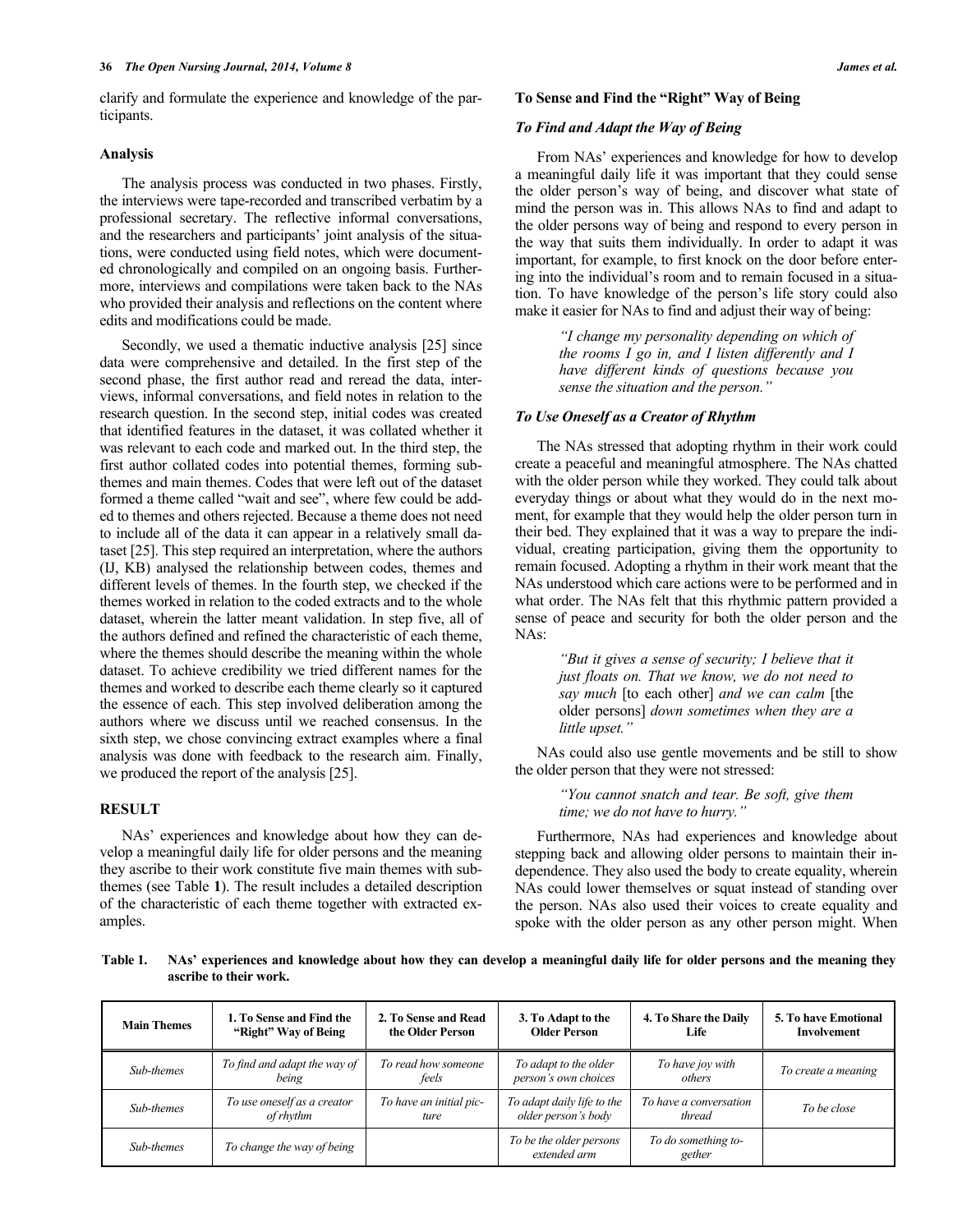clarify and formulate the experience and knowledge of the participants.

### Analysis

The analysis process was conducted in two phases. Firstly, the interviews were tape-recorded and transcribed verbatim by a professional secretary. The reflective informal conversations, and the researchers and participants' joint analysis of the situations, were conducted using field notes, which were documented chronologically and compiled on an ongoing basis. Furthermore, interviews and compilations were taken back to the NAs who provided their analysis and reflections on the content where edits and modifications could be made.

Secondly, we used a thematic inductive analysis [25] since data were comprehensive and detailed. In the first step of the second phase, the first author read and reread the data, interviews, informal conversations, and field notes in relation to the research question. In the second step, initial codes was created that identified features in the dataset, it was collated whether it was relevant to each code and marked out. In the third step, the first author collated codes into potential themes, forming subthemes and main themes. Codes that were left out of the dataset formed a theme called "wait and see", where few could be added to themes and others rejected. Because a theme does not need to include all of the data it can appear in a relatively small dataset [25]. This step required an interpretation, where the authors (IJ, KB) analysed the relationship between codes, themes and different levels of themes. In the fourth step, we checked if the themes worked in relation to the coded extracts and to the whole dataset, wherein the latter meant validation. In step five, all of the authors defined and refined the characteristic of each theme, where the themes should describe the meaning within the whole dataset. To achieve credibility we tried different names for the themes and worked to describe each theme clearly so it captured the essence of each. This step involved deliberation among the authors where we discuss until we reached consensus. In the sixth step, we chose convincing extract examples where a final analysis was done with feedback to the research aim. Finally, we produced the report of the analysis [25].

## RESULT

NAs' experiences and knowledge about how they can develop a meaningful daily life for older persons and the meaning they ascribe to their work constitute five main themes with subthemes (see Table **1**). The result includes a detailed description of the characteristic of each theme together with extracted examples.

### To Sense and Find the "Right" Way of Being

#### *To Find and Adapt the Way of Being*

From NAs' experiences and knowledge for how to develop a meaningful daily life it was important that they could sense the older person's way of being, and discover what state of mind the person was in. This allows NAs to find and adapt to the older persons way of being and respond to every person in the way that suits them individually. In order to adapt it was important, for example, to first knock on the door before entering into the individual's room and to remain focused in a situation. To have knowledge of the person's life story could also make it easier for NAs to find and adjust their way of being:

> *"I change my personality depending on which of the rooms I go in, and I listen differently and I have different kinds of questions because you sense the situation and the person."*

#### *To Use Oneself as a Creator of Rhythm*

The NAs stressed that adopting rhythm in their work could create a peaceful and meaningful atmosphere. The NAs chatted with the older person while they worked. They could talk about everyday things or about what they would do in the next moment, for example that they would help the older person turn in their bed. They explained that it was a way to prepare the individual, creating participation, giving them the opportunity to remain focused. Adopting a rhythm in their work meant that the NAs understood which care actions were to be performed and in what order. The NAs felt that this rhythmic pattern provided a sense of peace and security for both the older person and the NAs:

> *"But it gives a sense of security; I believe that it just floats on. That we know, we do not need to say much* [to each other] *and we can calm* [the older persons] *down sometimes when they are a little upset."*

NAs could also use gentle movements and be still to show the older person that they were not stressed:

> *"You cannot snatch and tear. Be soft, give them time; we do not have to hurry."*

Furthermore, NAs had experiences and knowledge about stepping back and allowing older persons to maintain their independence. They also used the body to create equality, wherein NAs could lower themselves or squat instead of standing over the person. NAs also used their voices to create equality and spoke with the older person as any other person might. When

**Table 1. NAs' experiences and knowledge about how they can develop a meaningful daily life for older persons and the meaning they ascribe to their work.**

| Main Themes | 1. To Sense and Find the "Right" Way of Being | 2. To Sense and Read the Older Person | 3. To Adapt to the Older Person | 4. To Share the Daily Life | 5. To have Emotional Involvement |
|---|---|---|---|---|---|
| *Sub-themes* | *To find and adapt the way of being* | *To read how someone feels* | *To adapt to the older person's own choices* | *To have joy with others* | *To create a meaning* |
| *Sub-themes* | *To use oneself as a creator of rhythm* | *To have an initial picture* | *To adapt daily life to the older person's body* | *To have a conversation thread* | *To be close* |
| *Sub-themes* | *To change the way of being* | | *To be the older persons extended arm* | *To do something together* | |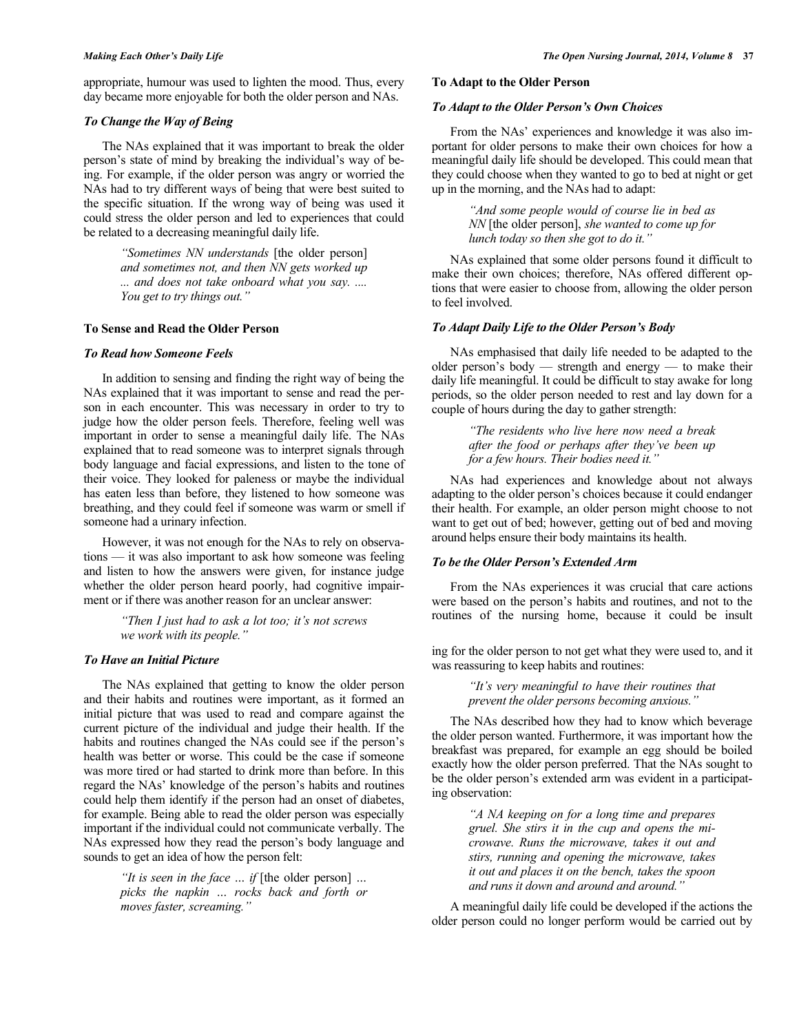appropriate, humour was used to lighten the mood. Thus, every day became more enjoyable for both the older person and NAs.

### *To Change the Way of Being*

The NAs explained that it was important to break the older person's state of mind by breaking the individual's way of being. For example, if the older person was angry or worried the NAs had to try different ways of being that were best suited to the specific situation. If the wrong way of being was used it could stress the older person and led to experiences that could be related to a decreasing meaningful daily life.

> *"Sometimes NN understands* [the older person] *and sometimes not, and then NN gets worked up ... and does not take onboard what you say. .... You get to try things out."*

## To Sense and Read the Older Person

### *To Read how Someone Feels*

In addition to sensing and finding the right way of being the NAs explained that it was important to sense and read the person in each encounter. This was necessary in order to try to judge how the older person feels. Therefore, feeling well was important in order to sense a meaningful daily life. The NAs explained that to read someone was to interpret signals through body language and facial expressions, and listen to the tone of their voice. They looked for paleness or maybe the individual has eaten less than before, they listened to how someone was breathing, and they could feel if someone was warm or smell if someone had a urinary infection.

However, it was not enough for the NAs to rely on observations — it was also important to ask how someone was feeling and listen to how the answers were given, for instance judge whether the older person heard poorly, had cognitive impairment or if there was another reason for an unclear answer:

> *"Then I just had to ask a lot too; it's not screws we work with its people."*

### *To Have an Initial Picture*

The NAs explained that getting to know the older person and their habits and routines were important, as it formed an initial picture that was used to read and compare against the current picture of the individual and judge their health. If the habits and routines changed the NAs could see if the person's health was better or worse. This could be the case if someone was more tired or had started to drink more than before. In this regard the NAs' knowledge of the person's habits and routines could help them identify if the person had an onset of diabetes, for example. Being able to read the older person was especially important if the individual could not communicate verbally. The NAs expressed how they read the person's body language and sounds to get an idea of how the person felt:

> *"It is seen in the face … if* [the older person] *… picks the napkin … rocks back and forth or moves faster, screaming."*

## To Adapt to the Older Person

### *To Adapt to the Older Person's Own Choices*

From the NAs' experiences and knowledge it was also important for older persons to make their own choices for how a meaningful daily life should be developed. This could mean that they could choose when they wanted to go to bed at night or get up in the morning, and the NAs had to adapt:

> *"And some people would of course lie in bed as NN* [the older person], *she wanted to come up for lunch today so then she got to do it."*

NAs explained that some older persons found it difficult to make their own choices; therefore, NAs offered different options that were easier to choose from, allowing the older person to feel involved.

### *To Adapt Daily Life to the Older Person's Body*

NAs emphasised that daily life needed to be adapted to the older person's body — strength and energy — to make their daily life meaningful. It could be difficult to stay awake for long periods, so the older person needed to rest and lay down for a couple of hours during the day to gather strength:

> *"The residents who live here now need a break after the food or perhaps after they've been up for a few hours. Their bodies need it."*

NAs had experiences and knowledge about not always adapting to the older person's choices because it could endanger their health. For example, an older person might choose to not want to get out of bed; however, getting out of bed and moving around helps ensure their body maintains its health.

### *To be the Older Person's Extended Arm*

From the NAs experiences it was crucial that care actions were based on the person's habits and routines, and not to the routines of the nursing home, because it could be insulting for the older person to not get what they were used to, and it was reassuring to keep habits and routines:

> *"It's very meaningful to have their routines that prevent the older persons becoming anxious."*

The NAs described how they had to know which beverage the older person wanted. Furthermore, it was important how the breakfast was prepared, for example an egg should be boiled exactly how the older person preferred. That the NAs sought to be the older person's extended arm was evident in a participating observation:

> *"A NA keeping on for a long time and prepares gruel. She stirs it in the cup and opens the microwave. Runs the microwave, takes it out and stirs, running and opening the microwave, takes it out and places it on the bench, takes the spoon and runs it down and around and around."*

A meaningful daily life could be developed if the actions the older person could no longer perform would be carried out by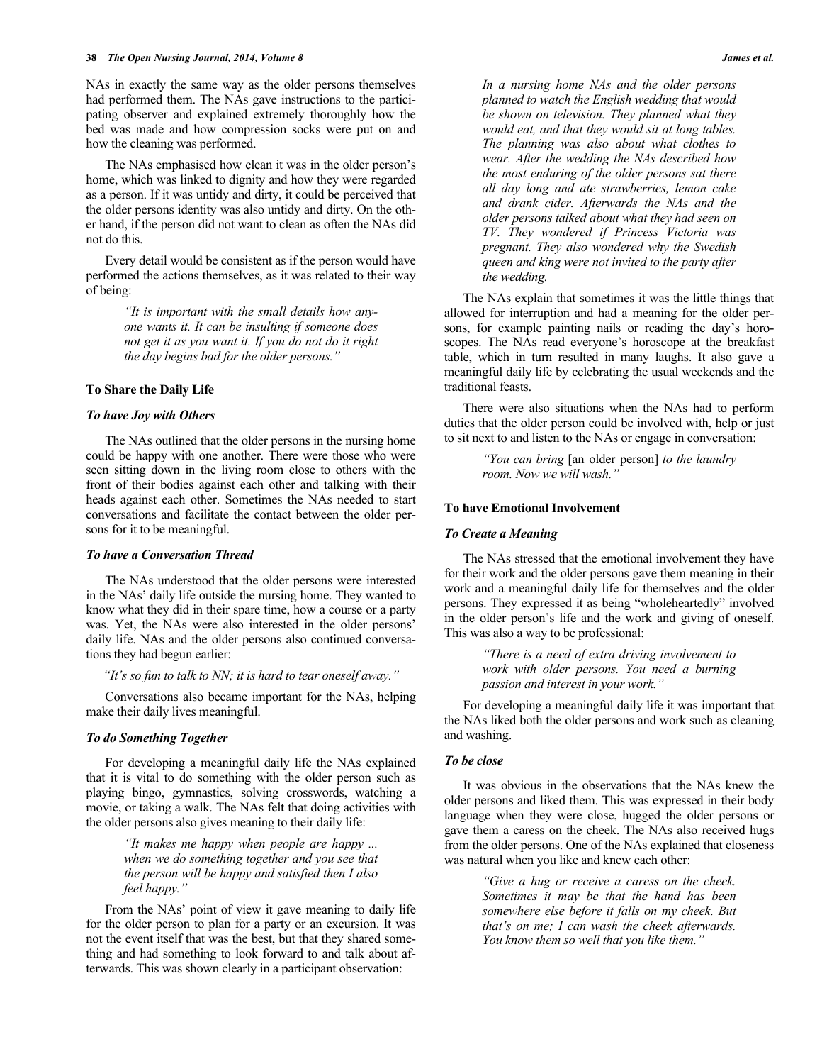NAs in exactly the same way as the older persons themselves had performed them. The NAs gave instructions to the participating observer and explained extremely thoroughly how the bed was made and how compression socks were put on and how the cleaning was performed.

The NAs emphasised how clean it was in the older person's home, which was linked to dignity and how they were regarded as a person. If it was untidy and dirty, it could be perceived that the older persons identity was also untidy and dirty. On the other hand, if the person did not want to clean as often the NAs did not do this.

Every detail would be consistent as if the person would have performed the actions themselves, as it was related to their way of being:

> *"It is important with the small details how anyone wants it. It can be insulting if someone does not get it as you want it. If you do not do it right the day begins bad for the older persons."*

### To Share the Daily Life

#### *To have Joy with Others*

The NAs outlined that the older persons in the nursing home could be happy with one another. There were those who were seen sitting down in the living room close to others with the front of their bodies against each other and talking with their heads against each other. Sometimes the NAs needed to start conversations and facilitate the contact between the older persons for it to be meaningful.

#### *To have a Conversation Thread*

The NAs understood that the older persons were interested in the NAs' daily life outside the nursing home. They wanted to know what they did in their spare time, how a course or a party was. Yet, the NAs were also interested in the older persons' daily life. NAs and the older persons also continued conversations they had begun earlier:

*"It's so fun to talk to NN; it is hard to tear oneself away."*

Conversations also became important for the NAs, helping make their daily lives meaningful.

#### *To do Something Together*

For developing a meaningful daily life the NAs explained that it is vital to do something with the older person such as playing bingo, gymnastics, solving crosswords, watching a movie, or taking a walk. The NAs felt that doing activities with the older persons also gives meaning to their daily life:

> *"It makes me happy when people are happy ... when we do something together and you see that the person will be happy and satisfied then I also feel happy."*

From the NAs' point of view it gave meaning to daily life for the older person to plan for a party or an excursion. It was not the event itself that was the best, but that they shared something and had something to look forward to and talk about afterwards. This was shown clearly in a participant observation:

> *In a nursing home NAs and the older persons planned to watch the English wedding that would be shown on television. They planned what they would eat, and that they would sit at long tables. The planning was also about what clothes to wear. After the wedding the NAs described how the most enduring of the older persons sat there all day long and ate strawberries, lemon cake and drank cider. Afterwards the NAs and the older persons talked about what they had seen on TV. They wondered if Princess Victoria was pregnant. They also wondered why the Swedish queen and king were not invited to the party after the wedding.*

The NAs explain that sometimes it was the little things that allowed for interruption and had a meaning for the older persons, for example painting nails or reading the day's horoscopes. The NAs read everyone's horoscope at the breakfast table, which in turn resulted in many laughs. It also gave a meaningful daily life by celebrating the usual weekends and the traditional feasts.

There were also situations when the NAs had to perform duties that the older person could be involved with, help or just to sit next to and listen to the NAs or engage in conversation:

> *"You can bring* [an older person] *to the laundry room. Now we will wash."*

### To have Emotional Involvement

#### *To Create a Meaning*

The NAs stressed that the emotional involvement they have for their work and the older persons gave them meaning in their work and a meaningful daily life for themselves and the older persons. They expressed it as being "wholeheartedly" involved in the older person's life and the work and giving of oneself. This was also a way to be professional:

> *"There is a need of extra driving involvement to work with older persons. You need a burning passion and interest in your work."*

For developing a meaningful daily life it was important that the NAs liked both the older persons and work such as cleaning and washing.

#### *To be close*

It was obvious in the observations that the NAs knew the older persons and liked them. This was expressed in their body language when they were close, hugged the older persons or gave them a caress on the cheek. The NAs also received hugs from the older persons. One of the NAs explained that closeness was natural when you like and knew each other:

> *"Give a hug or receive a caress on the cheek. Sometimes it may be that the hand has been somewhere else before it falls on my cheek. But that's on me; I can wash the cheek afterwards. You know them so well that you like them."*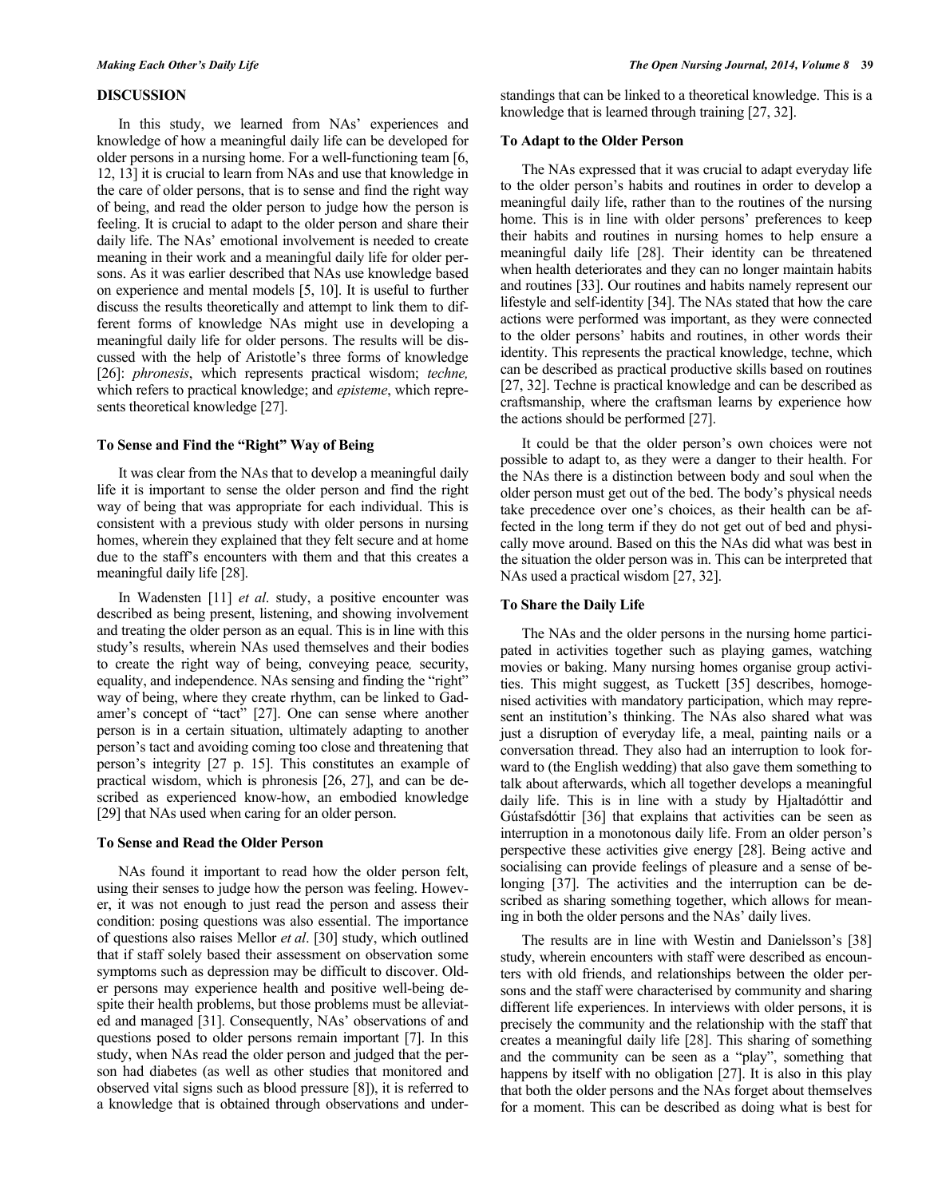## DISCUSSION

In this study, we learned from NAs' experiences and knowledge of how a meaningful daily life can be developed for older persons in a nursing home. For a well-functioning team [6, 12, 13] it is crucial to learn from NAs and use that knowledge in the care of older persons, that is to sense and find the right way of being, and read the older person to judge how the person is feeling. It is crucial to adapt to the older person and share their daily life. The NAs' emotional involvement is needed to create meaning in their work and a meaningful daily life for older persons. As it was earlier described that NAs use knowledge based on experience and mental models [5, 10]. It is useful to further discuss the results theoretically and attempt to link them to different forms of knowledge NAs might use in developing a meaningful daily life for older persons. The results will be discussed with the help of Aristotle's three forms of knowledge [26]: *phronesis*, which represents practical wisdom; *techne,* which refers to practical knowledge; and *episteme*, which represents theoretical knowledge [27].

### To Sense and Find the "Right" Way of Being

It was clear from the NAs that to develop a meaningful daily life it is important to sense the older person and find the right way of being that was appropriate for each individual. This is consistent with a previous study with older persons in nursing homes, wherein they explained that they felt secure and at home due to the staff's encounters with them and that this creates a meaningful daily life [28].

In Wadensten [11] *et al*. study, a positive encounter was described as being present, listening, and showing involvement and treating the older person as an equal. This is in line with this study's results, wherein NAs used themselves and their bodies to create the right way of being, conveying peace*,* security, equality, and independence. NAs sensing and finding the "right" way of being, where they create rhythm, can be linked to Gadamer's concept of "tact" [27]. One can sense where another person is in a certain situation, ultimately adapting to another person's tact and avoiding coming too close and threatening that person's integrity [27 p. 15]. This constitutes an example of practical wisdom, which is phronesis [26, 27], and can be described as experienced know-how, an embodied knowledge [29] that NAs used when caring for an older person.

### To Sense and Read the Older Person

NAs found it important to read how the older person felt, using their senses to judge how the person was feeling. However, it was not enough to just read the person and assess their condition: posing questions was also essential. The importance of questions also raises Mellor *et al*. [30] study, which outlined that if staff solely based their assessment on observation some symptoms such as depression may be difficult to discover. Older persons may experience health and positive well-being despite their health problems, but those problems must be alleviated and managed [31]. Consequently, NAs' observations of and questions posed to older persons remain important [7]. In this study, when NAs read the older person and judged that the person had diabetes (as well as other studies that monitored and observed vital signs such as blood pressure [8]), it is referred to a knowledge that is obtained through observations and understandings that can be linked to a theoretical knowledge. This is a knowledge that is learned through training [27, 32].

### To Adapt to the Older Person

The NAs expressed that it was crucial to adapt everyday life to the older person's habits and routines in order to develop a meaningful daily life, rather than to the routines of the nursing home. This is in line with older persons' preferences to keep their habits and routines in nursing homes to help ensure a meaningful daily life [28]. Their identity can be threatened when health deteriorates and they can no longer maintain habits and routines [33]. Our routines and habits namely represent our lifestyle and self-identity [34]. The NAs stated that how the care actions were performed was important, as they were connected to the older persons' habits and routines, in other words their identity. This represents the practical knowledge, techne, which can be described as practical productive skills based on routines [27, 32]. Techne is practical knowledge and can be described as craftsmanship, where the craftsman learns by experience how the actions should be performed [27].

It could be that the older person's own choices were not possible to adapt to, as they were a danger to their health. For the NAs there is a distinction between body and soul when the older person must get out of the bed. The body's physical needs take precedence over one's choices, as their health can be affected in the long term if they do not get out of bed and physically move around. Based on this the NAs did what was best in the situation the older person was in. This can be interpreted that NAs used a practical wisdom [27, 32].

### To Share the Daily Life

The NAs and the older persons in the nursing home participated in activities together such as playing games, watching movies or baking. Many nursing homes organise group activities. This might suggest, as Tuckett [35] describes, homogenised activities with mandatory participation, which may represent an institution's thinking. The NAs also shared what was just a disruption of everyday life, a meal, painting nails or a conversation thread. They also had an interruption to look forward to (the English wedding) that also gave them something to talk about afterwards, which all together develops a meaningful daily life. This is in line with a study by Hjaltadóttir and Gústafsdóttir [36] that explains that activities can be seen as interruption in a monotonous daily life. From an older person's perspective these activities give energy [28]. Being active and socialising can provide feelings of pleasure and a sense of belonging [37]. The activities and the interruption can be described as sharing something together, which allows for meaning in both the older persons and the NAs' daily lives.

The results are in line with Westin and Danielsson's [38] study, wherein encounters with staff were described as encounters with old friends, and relationships between the older persons and the staff were characterised by community and sharing different life experiences. In interviews with older persons, it is precisely the community and the relationship with the staff that creates a meaningful daily life [28]. This sharing of something and the community can be seen as a "play", something that happens by itself with no obligation [27]. It is also in this play that both the older persons and the NAs forget about themselves for a moment. This can be described as doing what is best for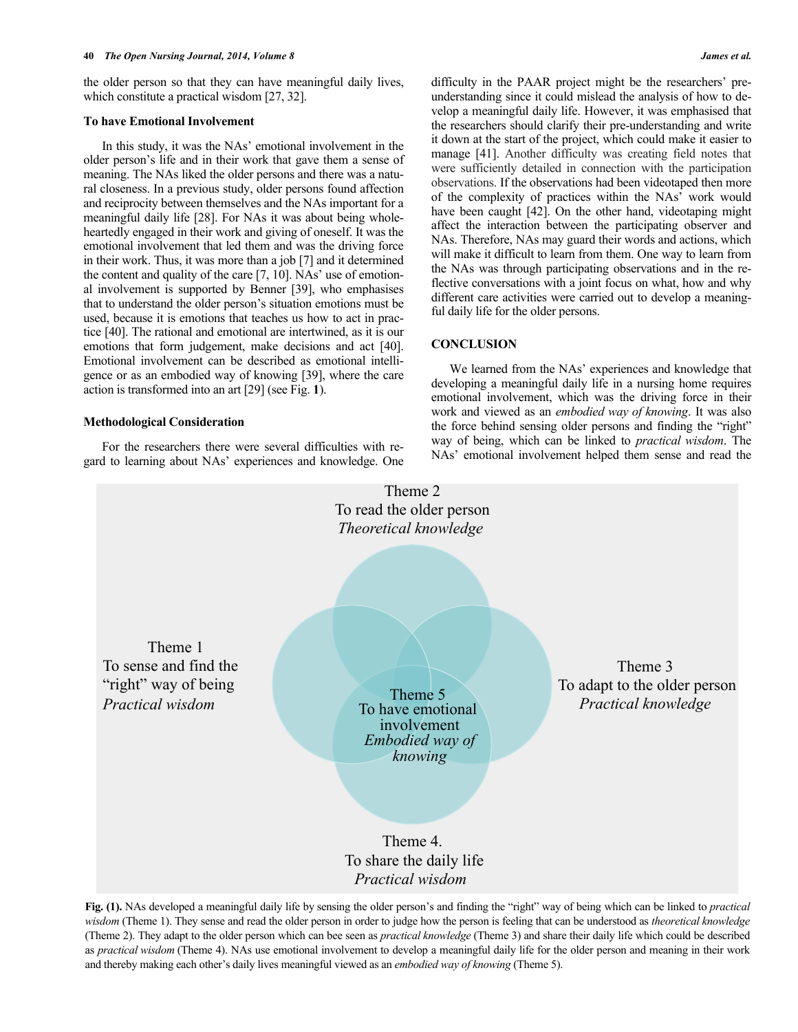the older person so that they can have meaningful daily lives, which constitute a practical wisdom [27, 32].

### To have Emotional Involvement

In this study, it was the NAs' emotional involvement in the older person's life and in their work that gave them a sense of meaning. The NAs liked the older persons and there was a natural closeness. In a previous study, older persons found affection and reciprocity between themselves and the NAs important for a meaningful daily life [28]. For NAs it was about being wholeheartedly engaged in their work and giving of oneself. It was the emotional involvement that led them and was the driving force in their work. Thus, it was more than a job [7] and it determined the content and quality of the care [7, 10]. NAs' use of emotional involvement is supported by Benner [39], who emphasises that to understand the older person's situation emotions must be used, because it is emotions that teaches us how to act in practice [40]. The rational and emotional are intertwined, as it is our emotions that form judgement, make decisions and act [40]. Emotional involvement can be described as emotional intelligence or as an embodied way of knowing [39], where the care action is transformed into an art [29] (see Fig. **1**).

### Methodological Consideration

For the researchers there were several difficulties with regard to learning about NAs' experiences and knowledge. One difficulty in the PAAR project might be the researchers' preunderstanding since it could mislead the analysis of how to develop a meaningful daily life. However, it was emphasised that the researchers should clarify their pre-understanding and write it down at the start of the project, which could make it easier to manage [41]. Another difficulty was creating field notes that were sufficiently detailed in connection with the participation observations. If the observations had been videotaped then more of the complexity of practices within the NAs' work would have been caught [42]. On the other hand, videotaping might affect the interaction between the participating observer and NAs. Therefore, NAs may guard their words and actions, which will make it difficult to learn from them. One way to learn from the NAs was through participating observations and in the reflective conversations with a joint focus on what, how and why different care activities were carried out to develop a meaningful daily life for the older persons.

## CONCLUSION

We learned from the NAs' experiences and knowledge that developing a meaningful daily life in a nursing home requires emotional involvement, which was the driving force in their work and viewed as an *embodied way of knowing*. It was also the force behind sensing older persons and finding the "right" way of being, which can be linked to *practical wisdom*. The NAs' emotional involvement helped them sense and read the

Theme 2
To read the older person
*Theoretical knowledge*

Theme 1
To sense and find the "right" way of being
*Practical wisdom*

Theme 5
To have emotional involvement
*Embodied way of knowing*

Theme 3
To adapt to the older person
*Practical knowledge*

Theme 4.
To share the daily life
*Practical wisdom*

**Fig. (1).** NAs developed a meaningful daily life by sensing the older person's and finding the "right" way of being which can be linked to *practical wisdom* (Theme 1). They sense and read the older person in order to judge how the person is feeling that can be understood as *theoretical knowledge* (Theme 2). They adapt to the older person which can bee seen as *practical knowledge* (Theme 3) and share their daily life which could be described as *practical wisdom* (Theme 4). NAs use emotional involvement to develop a meaningful daily life for the older person and meaning in their work and thereby making each other's daily lives meaningful viewed as an *embodied way of knowing* (Theme 5).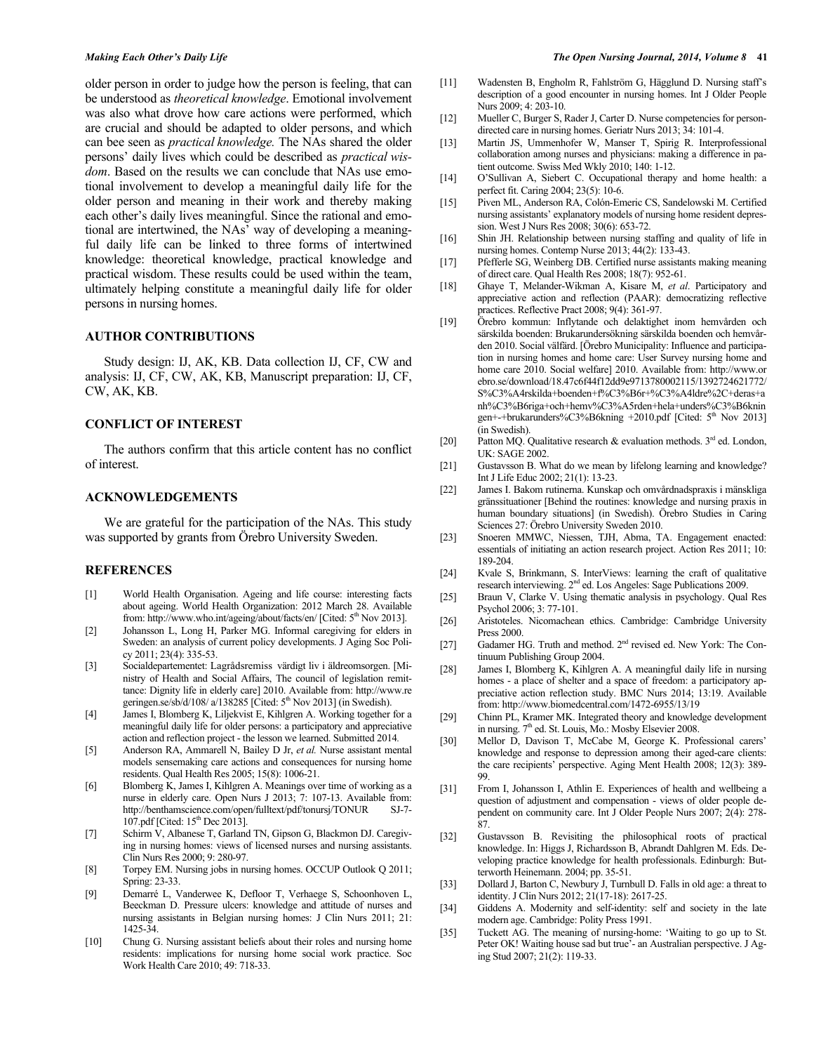older person in order to judge how the person is feeling, that can be understood as *theoretical knowledge*. Emotional involvement was also what drove how care actions were performed, which are crucial and should be adapted to older persons, and which can be seen as *practical knowledge.* The NAs shared the older persons' daily lives which could be described as *practical wisdom*. Based on the results we can conclude that NAs use emotional involvement to develop a meaningful daily life for the older person and meaning in their work and thereby making each other's daily lives meaningful. Since the rational and emotional are intertwined, the NAs' way of developing a meaningful daily life can be linked to three forms of intertwined knowledge: theoretical knowledge, practical knowledge and practical wisdom. These results could be used within the team, ultimately helping constitute a meaningful daily life for older persons in nursing homes.

## AUTHOR CONTRIBUTIONS

Study design: IJ, AK, KB. Data collection IJ, CF, CW and analysis: IJ, CF, CW, AK, KB, Manuscript preparation: IJ, CF, CW, AK, KB.

## CONFLICT OF INTEREST

The authors confirm that this article content has no conflict of interest.

## ACKNOWLEDGEMENTS

We are grateful for the participation of the NAs. This study was supported by grants from Örebro University Sweden.

## REFERENCES

[1] World Health Organisation. Ageing and life course: interesting facts about ageing. World Health Organization: 2012 March 28. Available from: http://www.who.int/ageing/about/facts/en/ [Cited: 5th Nov 2013].

[2] Johansson L, Long H, Parker MG. Informal caregiving for elders in Sweden: an analysis of current policy developments. J Aging Soc Policy 2011; 23(4): 335-53.

[3] Socialdepartementet: Lagrådsremiss värdigt liv i äldreomsorgen. [Ministry of Health and Social Affairs, The council of legislation remittance: Dignity life in elderly care] 2010. Available from: http://www.regeringen.se/sb/d/108/ a/138285 [Cited: 5th Nov 2013] (in Swedish).

[4] James I, Blomberg K, Liljekvist E, Kihlgren A. Working together for a meaningful daily life for older persons: a participatory and appreciative action and reflection project - the lesson we learned. Submitted 2014.

[5] Anderson RA, Ammarell N, Bailey D Jr, *et al.* Nurse assistant mental models sensemaking care actions and consequences for nursing home residents. Qual Health Res 2005; 15(8): 1006-21.

[6] Blomberg K, James I, Kihlgren A. Meanings over time of working as a nurse in elderly care. Open Nurs J 2013; 7: 107-13. Available from: http://benthamscience.com/open/fulltext/pdf/tonursj/TONUR SJ-7-107.pdf [Cited: 15th Dec 2013].

[7] Schirm V, Albanese T, Garland TN, Gipson G, Blackmon DJ. Caregiving in nursing homes: views of licensed nurses and nursing assistants. Clin Nurs Res 2000; 9: 280-97.

[8] Torpey EM. Nursing jobs in nursing homes. OCCUP Outlook Q 2011; Spring: 23-33.

[9] Demarré L, Vanderwee K, Defloor T, Verhaege S, Schoonhoven L, Beeckman D. Pressure ulcers: knowledge and attitude of nurses and nursing assistants in Belgian nursing homes: J Clin Nurs 2011; 21: 1425-34.

[10] Chung G. Nursing assistant beliefs about their roles and nursing home residents: implications for nursing home social work practice. Soc Work Health Care 2010; 49: 718-33.

[11] Wadensten B, Engholm R, Fahlström G, Hägglund D. Nursing staff's description of a good encounter in nursing homes. Int J Older People Nurs 2009; 4: 203-10.

[12] Mueller C, Burger S, Rader J, Carter D. Nurse competencies for person-directed care in nursing homes. Geriatr Nurs 2013; 34: 101-4.

[13] Martin JS, Ummenhofer W, Manser T, Spirig R. Interprofessional collaboration among nurses and physicians: making a difference in patient outcome. Swiss Med Wkly 2010; 140: 1-12.

[14] O'Sullivan A, Siebert C. Occupational therapy and home health: a perfect fit. Caring 2004; 23(5): 10-6.

[15] Piven ML, Anderson RA, Colón-Emeric CS, Sandelowski M. Certified nursing assistants' explanatory models of nursing home resident depression. West J Nurs Res 2008; 30(6): 653-72.

[16] Shin JH. Relationship between nursing staffing and quality of life in nursing homes. Contemp Nurse 2013; 44(2): 133-43.

[17] Pfefferle SG, Weinberg DB. Certified nurse assistants making meaning of direct care. Qual Health Res 2008; 18(7): 952-61.

[18] Ghaye T, Melander-Wikman A, Kisare M, *et al*. Participatory and appreciative action and reflection (PAAR): democratizing reflective practices. Reflective Pract 2008; 9(4): 361-97.

[19] Örebro kommun: Inflytande och delaktighet inom hemvården och särskilda boenden: Brukarundersökning särskilda boenden och hemvården 2010. Social välfärd. [Örebro Municipality: Influence and participation in nursing homes and home care: User Survey nursing home and home care 2010. Social welfare] 2010. Available from: http://www.orebro.se/download/18.47c6f44f12dd9e9713780002115/1392724621772/S%C3%A4rskilda+boenden+f%C3%B6r+%C3%A4ldre%2C+deras+anh%C3%B6riga+och+hemv%C3%A5rden+hela+unders%C3%B6kningen+-+brukarunders%C3%B6kning +2010.pdf [Cited: 5th Nov 2013] (in Swedish).

[20] Patton MQ. Qualitative research & evaluation methods. 3rd ed. London, UK: SAGE 2002.

[21] Gustavsson B. What do we mean by lifelong learning and knowledge? Int J Life Educ 2002; 21(1): 13-23.

[22] James I. Bakom rutinerna. Kunskap och omvårdnadspraxis i mänskliga gränssituationer [Behind the routines: knowledge and nursing praxis in human boundary situations] (in Swedish). Örebro Studies in Caring Sciences 27: Örebro University Sweden 2010.

[23] Snoeren MMWC, Niessen, TJH, Abma, TA. Engagement enacted: essentials of initiating an action research project. Action Res 2011; 10: 189-204.

[24] Kvale S, Brinkmann, S. InterViews: learning the craft of qualitative research interviewing. 2nd ed. Los Angeles: Sage Publications 2009.

[25] Braun V, Clarke V. Using thematic analysis in psychology. Qual Res Psychol 2006; 3: 77-101.

[26] Aristoteles. Nicomachean ethics. Cambridge: Cambridge University Press 2000.

[27] Gadamer HG. Truth and method. 2nd revised ed. New York: The Continuum Publishing Group 2004.

[28] James I, Blomberg K, Kihlgren A. A meaningful daily life in nursing homes - a place of shelter and a space of freedom: a participatory appreciative action reflection study. BMC Nurs 2014; 13:19. Available from: http://www.biomedcentral.com/1472-6955/13/19

[29] Chinn PL, Kramer MK. Integrated theory and knowledge development in nursing. 7th ed. St. Louis, Mo.: Mosby Elsevier 2008.

[30] Mellor D, Davison T, McCabe M, George K. Professional carers' knowledge and response to depression among their aged-care clients: the care recipients' perspective. Aging Ment Health 2008; 12(3): 389-99.

[31] From I, Johansson I, Athlin E. Experiences of health and wellbeing a question of adjustment and compensation - views of older people dependent on community care. Int J Older People Nurs 2007; 2(4): 278-87.

[32] Gustavsson B. Revisiting the philosophical roots of practical knowledge. In: Higgs J, Richardsson B, Abrandt Dahlgren M. Eds. Developing practice knowledge for health professionals. Edinburgh: Butterworth Heinemann. 2004; pp. 35-51.

[33] Dollard J, Barton C, Newbury J, Turnbull D. Falls in old age: a threat to identity. J Clin Nurs 2012; 21(17-18): 2617-25.

[34] Giddens A. Modernity and self-identity: self and society in the late modern age. Cambridge: Polity Press 1991.

[35] Tuckett AG. The meaning of nursing-home: 'Waiting to go up to St. Peter OK! Waiting house sad but true'- an Australian perspective. J Aging Stud 2007; 21(2): 119-33.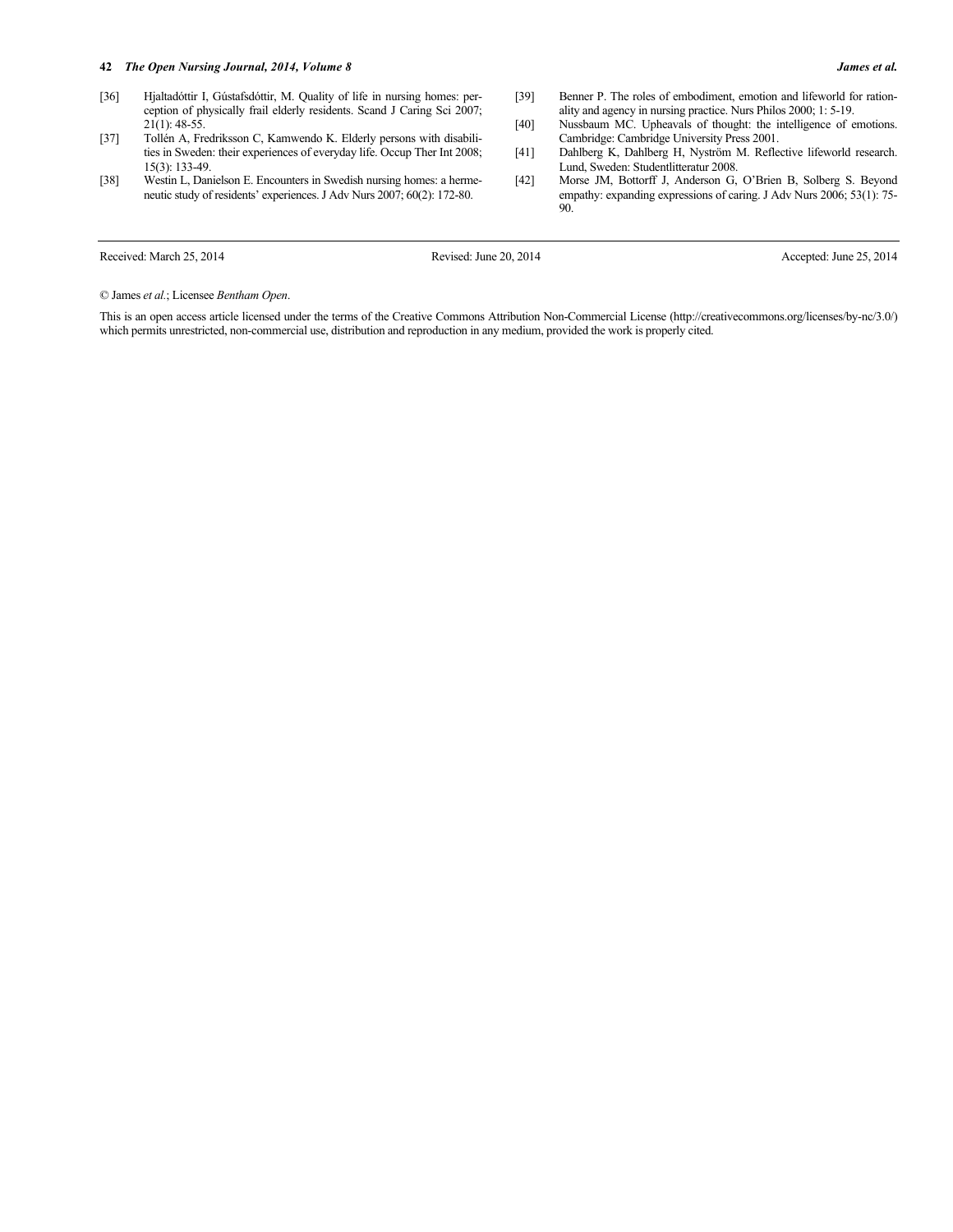[36] Hjaltadóttir I, Gústafsdóttir, M. Quality of life in nursing homes: perception of physically frail elderly residents. Scand J Caring Sci 2007; 21(1): 48-55.

[37] Tollén A, Fredriksson C, Kamwendo K. Elderly persons with disabilities in Sweden: their experiences of everyday life. Occup Ther Int 2008; 15(3): 133-49.

[38] Westin L, Danielson E. Encounters in Swedish nursing homes: a hermeneutic study of residents' experiences. J Adv Nurs 2007; 60(2): 172-80.

[39] Benner P. The roles of embodiment, emotion and lifeworld for rationality and agency in nursing practice. Nurs Philos 2000; 1: 5-19.

[40] Nussbaum MC. Upheavals of thought: the intelligence of emotions. Cambridge: Cambridge University Press 2001.

[41] Dahlberg K, Dahlberg H, Nyström M. Reflective lifeworld research. Lund, Sweden: Studentlitteratur 2008.

[42] Morse JM, Bottorff J, Anderson G, O'Brien B, Solberg S. Beyond empathy: expanding expressions of caring. J Adv Nurs 2006; 53(1): 75-90.

---

Received: March 25, 2014 Revised: June 20, 2014 Accepted: June 25, 2014

© James *et al.*; Licensee *Bentham Open*.

This is an open access article licensed under the terms of the Creative Commons Attribution Non-Commercial License (http://creativecommons.org/licenses/by-nc/3.0/) which permits unrestricted, non-commercial use, distribution and reproduction in any medium, provided the work is properly cited.